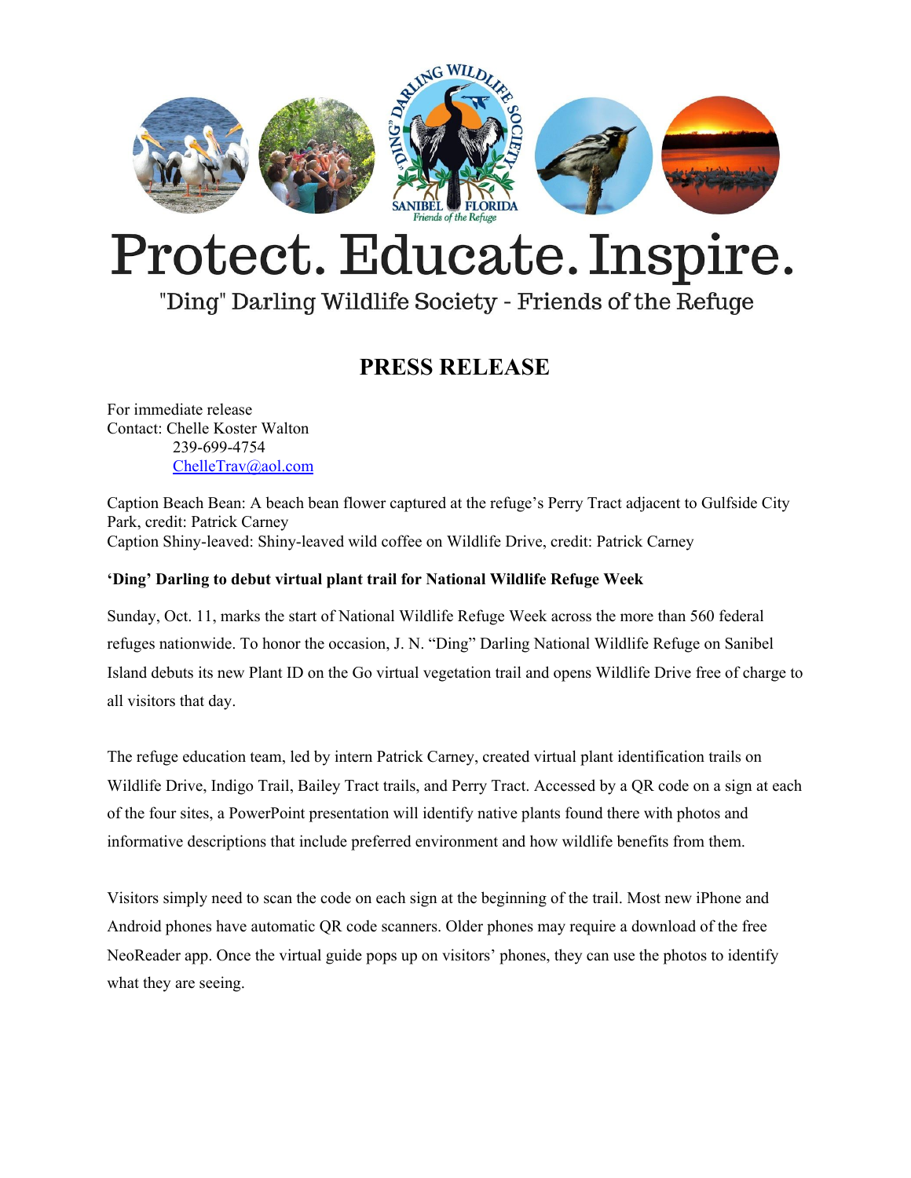# Protect. Educate. Inspire.

"Ding" Darling Wildlife Society - Friends of the Refuge

## PRESS RELEASE

For immediate release
Contact: Chelle Koster Walton
239-699-4754
ChelleTrav@aol.com

Caption Beach Bean: A beach bean flower captured at the refuge's Perry Tract adjacent to Gulfside City Park, credit: Patrick Carney
Caption Shiny-leaved: Shiny-leaved wild coffee on Wildlife Drive, credit: Patrick Carney

**'Ding' Darling to debut virtual plant trail for National Wildlife Refuge Week**

Sunday, Oct. 11, marks the start of National Wildlife Refuge Week across the more than 560 federal refuges nationwide. To honor the occasion, J. N. "Ding" Darling National Wildlife Refuge on Sanibel Island debuts its new Plant ID on the Go virtual vegetation trail and opens Wildlife Drive free of charge to all visitors that day.

The refuge education team, led by intern Patrick Carney, created virtual plant identification trails on Wildlife Drive, Indigo Trail, Bailey Tract trails, and Perry Tract. Accessed by a QR code on a sign at each of the four sites, a PowerPoint presentation will identify native plants found there with photos and informative descriptions that include preferred environment and how wildlife benefits from them.

Visitors simply need to scan the code on each sign at the beginning of the trail. Most new iPhone and Android phones have automatic QR code scanners. Older phones may require a download of the free NeoReader app. Once the virtual guide pops up on visitors' phones, they can use the photos to identify what they are seeing.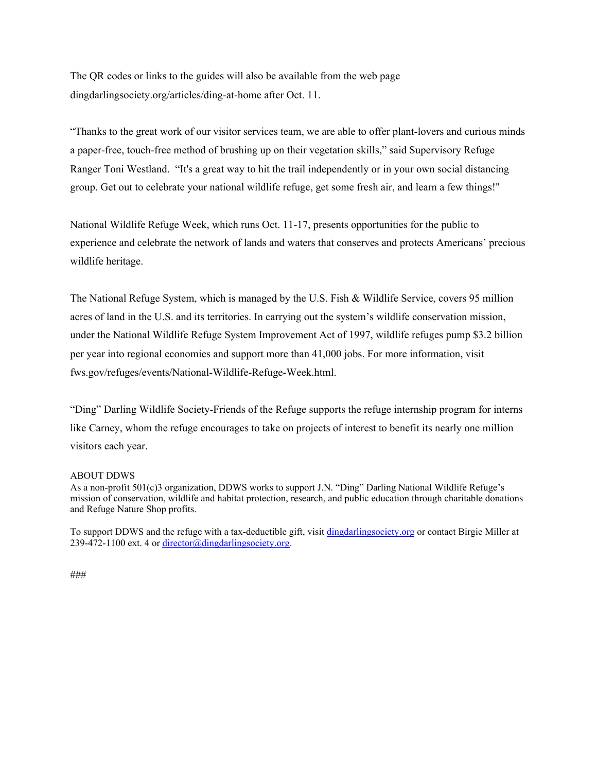The QR codes or links to the guides will also be available from the web page dingdarlingsociety.org/articles/ding-at-home after Oct. 11.

"Thanks to the great work of our visitor services team, we are able to offer plant-lovers and curious minds a paper-free, touch-free method of brushing up on their vegetation skills," said Supervisory Refuge Ranger Toni Westland. "It's a great way to hit the trail independently or in your own social distancing group. Get out to celebrate your national wildlife refuge, get some fresh air, and learn a few things!"

National Wildlife Refuge Week, which runs Oct. 11-17, presents opportunities for the public to experience and celebrate the network of lands and waters that conserves and protects Americans' precious wildlife heritage.

The National Refuge System, which is managed by the U.S. Fish & Wildlife Service, covers 95 million acres of land in the U.S. and its territories. In carrying out the system's wildlife conservation mission, under the National Wildlife Refuge System Improvement Act of 1997, wildlife refuges pump $3.2 billion per year into regional economies and support more than 41,000 jobs. For more information, visit fws.gov/refuges/events/National-Wildlife-Refuge-Week.html.

"Ding" Darling Wildlife Society-Friends of the Refuge supports the refuge internship program for interns like Carney, whom the refuge encourages to take on projects of interest to benefit its nearly one million visitors each year.

ABOUT DDWS

As a non-profit 501(c)3 organization, DDWS works to support J.N. "Ding" Darling National Wildlife Refuge's mission of conservation, wildlife and habitat protection, research, and public education through charitable donations and Refuge Nature Shop profits.

To support DDWS and the refuge with a tax-deductible gift, visit dingdarlingsociety.org or contact Birgie Miller at 239-472-1100 ext. 4 or director@dingdarlingsociety.org.

###